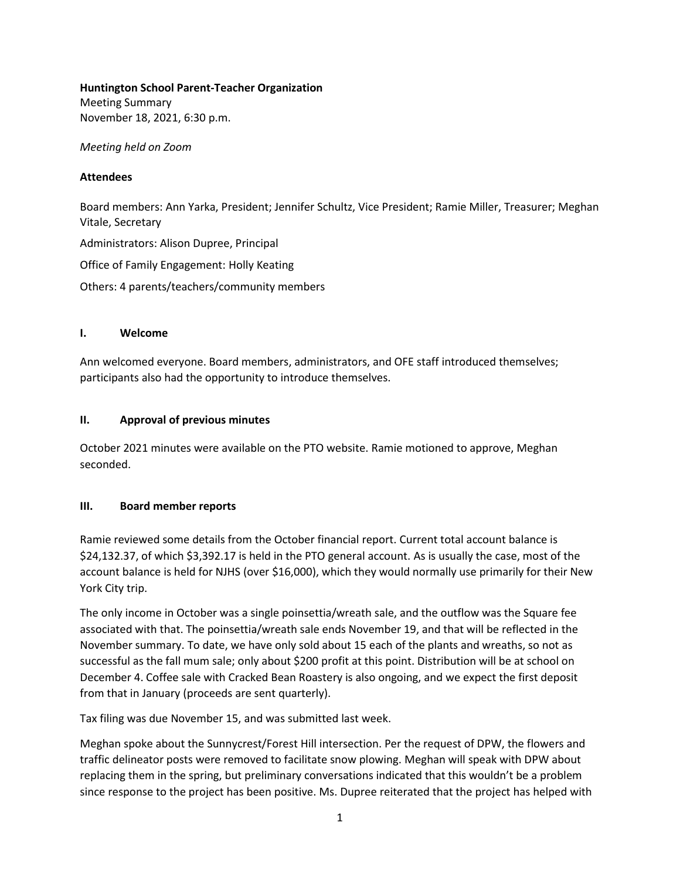**Huntington School Parent-Teacher Organization**
Meeting Summary
November 18, 2021, 6:30 p.m.

*Meeting held on Zoom*

**Attendees**

Board members: Ann Yarka, President; Jennifer Schultz, Vice President; Ramie Miller, Treasurer; Meghan Vitale, Secretary

Administrators: Alison Dupree, Principal

Office of Family Engagement: Holly Keating

Others: 4 parents/teachers/community members

## I. Welcome

Ann welcomed everyone. Board members, administrators, and OFE staff introduced themselves; participants also had the opportunity to introduce themselves.

## II. Approval of previous minutes

October 2021 minutes were available on the PTO website. Ramie motioned to approve, Meghan seconded.

## III. Board member reports

Ramie reviewed some details from the October financial report. Current total account balance is $24,132.37, of which $3,392.17 is held in the PTO general account. As is usually the case, most of the account balance is held for NJHS (over $16,000), which they would normally use primarily for their New York City trip.

The only income in October was a single poinsettia/wreath sale, and the outflow was the Square fee associated with that. The poinsettia/wreath sale ends November 19, and that will be reflected in the November summary. To date, we have only sold about 15 each of the plants and wreaths, so not as successful as the fall mum sale; only about $200 profit at this point. Distribution will be at school on December 4. Coffee sale with Cracked Bean Roastery is also ongoing, and we expect the first deposit from that in January (proceeds are sent quarterly).

Tax filing was due November 15, and was submitted last week.

Meghan spoke about the Sunnycrest/Forest Hill intersection. Per the request of DPW, the flowers and traffic delineator posts were removed to facilitate snow plowing. Meghan will speak with DPW about replacing them in the spring, but preliminary conversations indicated that this wouldn't be a problem since response to the project has been positive. Ms. Dupree reiterated that the project has helped with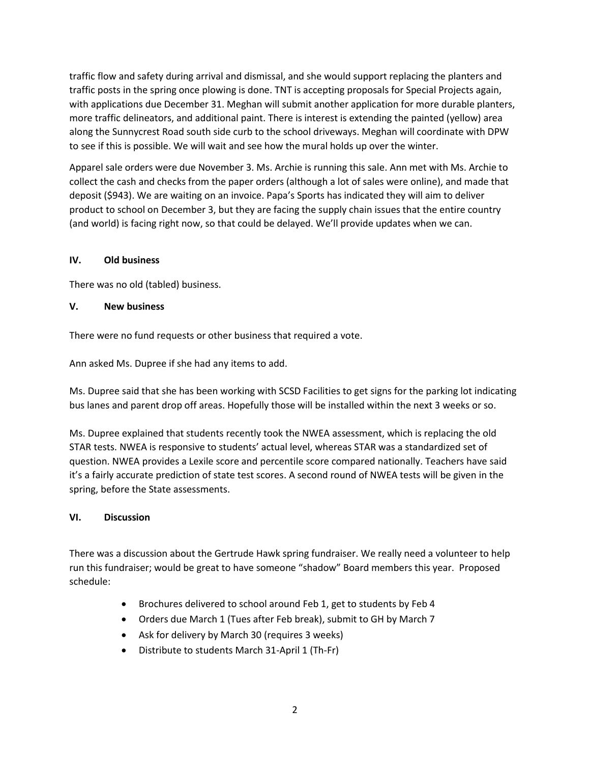traffic flow and safety during arrival and dismissal, and she would support replacing the planters and traffic posts in the spring once plowing is done. TNT is accepting proposals for Special Projects again, with applications due December 31. Meghan will submit another application for more durable planters, more traffic delineators, and additional paint. There is interest is extending the painted (yellow) area along the Sunnycrest Road south side curb to the school driveways. Meghan will coordinate with DPW to see if this is possible. We will wait and see how the mural holds up over the winter.

Apparel sale orders were due November 3. Ms. Archie is running this sale. Ann met with Ms. Archie to collect the cash and checks from the paper orders (although a lot of sales were online), and made that deposit ($943). We are waiting on an invoice. Papa's Sports has indicated they will aim to deliver product to school on December 3, but they are facing the supply chain issues that the entire country (and world) is facing right now, so that could be delayed. We'll provide updates when we can.

## IV. Old business

There was no old (tabled) business.

## V. New business

There were no fund requests or other business that required a vote.

Ann asked Ms. Dupree if she had any items to add.

Ms. Dupree said that she has been working with SCSD Facilities to get signs for the parking lot indicating bus lanes and parent drop off areas. Hopefully those will be installed within the next 3 weeks or so.

Ms. Dupree explained that students recently took the NWEA assessment, which is replacing the old STAR tests. NWEA is responsive to students' actual level, whereas STAR was a standardized set of question. NWEA provides a Lexile score and percentile score compared nationally. Teachers have said it's a fairly accurate prediction of state test scores. A second round of NWEA tests will be given in the spring, before the State assessments.

## VI. Discussion

There was a discussion about the Gertrude Hawk spring fundraiser. We really need a volunteer to help run this fundraiser; would be great to have someone "shadow" Board members this year. Proposed schedule:

- Brochures delivered to school around Feb 1, get to students by Feb 4
- Orders due March 1 (Tues after Feb break), submit to GH by March 7
- Ask for delivery by March 30 (requires 3 weeks)
- Distribute to students March 31-April 1 (Th-Fr)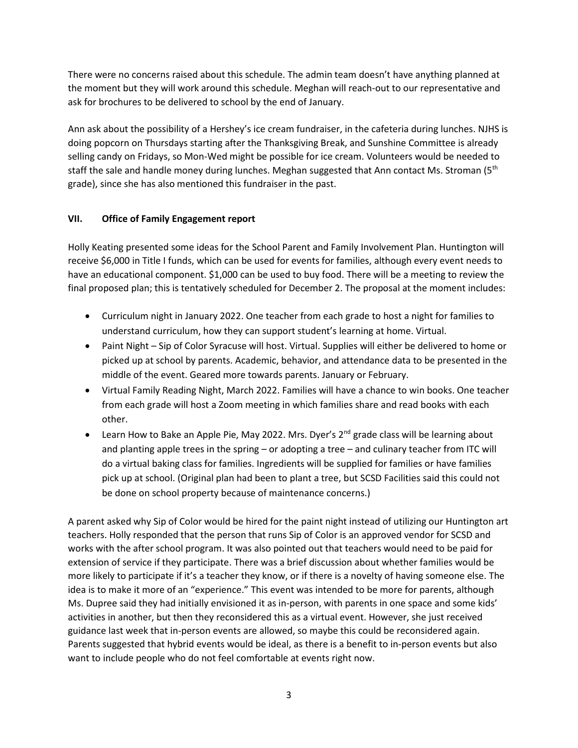There were no concerns raised about this schedule. The admin team doesn't have anything planned at the moment but they will work around this schedule. Meghan will reach-out to our representative and ask for brochures to be delivered to school by the end of January.

Ann ask about the possibility of a Hershey's ice cream fundraiser, in the cafeteria during lunches. NJHS is doing popcorn on Thursdays starting after the Thanksgiving Break, and Sunshine Committee is already selling candy on Fridays, so Mon-Wed might be possible for ice cream. Volunteers would be needed to staff the sale and handle money during lunches. Meghan suggested that Ann contact Ms. Stroman (5th grade), since she has also mentioned this fundraiser in the past.

## VII. Office of Family Engagement report

Holly Keating presented some ideas for the School Parent and Family Involvement Plan. Huntington will receive $6,000 in Title I funds, which can be used for events for families, although every event needs to have an educational component. $1,000 can be used to buy food. There will be a meeting to review the final proposed plan; this is tentatively scheduled for December 2. The proposal at the moment includes:

- Curriculum night in January 2022. One teacher from each grade to host a night for families to understand curriculum, how they can support student's learning at home. Virtual.
- Paint Night – Sip of Color Syracuse will host. Virtual. Supplies will either be delivered to home or picked up at school by parents. Academic, behavior, and attendance data to be presented in the middle of the event. Geared more towards parents. January or February.
- Virtual Family Reading Night, March 2022. Families will have a chance to win books. One teacher from each grade will host a Zoom meeting in which families share and read books with each other.
- Learn How to Bake an Apple Pie, May 2022. Mrs. Dyer's 2nd grade class will be learning about and planting apple trees in the spring – or adopting a tree – and culinary teacher from ITC will do a virtual baking class for families. Ingredients will be supplied for families or have families pick up at school. (Original plan had been to plant a tree, but SCSD Facilities said this could not be done on school property because of maintenance concerns.)

A parent asked why Sip of Color would be hired for the paint night instead of utilizing our Huntington art teachers. Holly responded that the person that runs Sip of Color is an approved vendor for SCSD and works with the after school program. It was also pointed out that teachers would need to be paid for extension of service if they participate. There was a brief discussion about whether families would be more likely to participate if it's a teacher they know, or if there is a novelty of having someone else. The idea is to make it more of an "experience." This event was intended to be more for parents, although Ms. Dupree said they had initially envisioned it as in-person, with parents in one space and some kids' activities in another, but then they reconsidered this as a virtual event. However, she just received guidance last week that in-person events are allowed, so maybe this could be reconsidered again. Parents suggested that hybrid events would be ideal, as there is a benefit to in-person events but also want to include people who do not feel comfortable at events right now.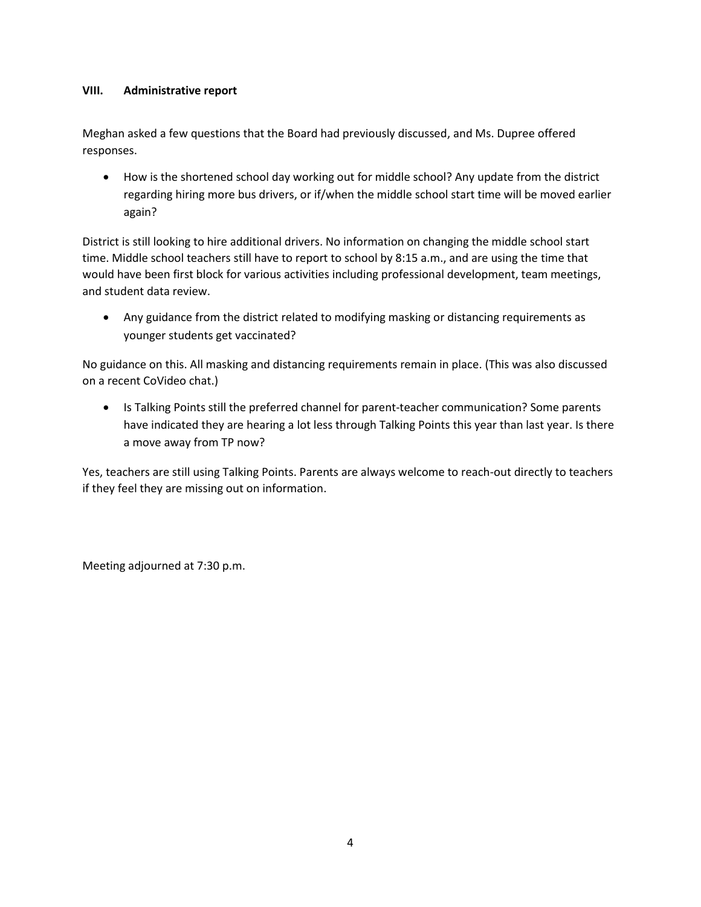## VIII. Administrative report

Meghan asked a few questions that the Board had previously discussed, and Ms. Dupree offered responses.

- How is the shortened school day working out for middle school? Any update from the district regarding hiring more bus drivers, or if/when the middle school start time will be moved earlier again?

District is still looking to hire additional drivers. No information on changing the middle school start time. Middle school teachers still have to report to school by 8:15 a.m., and are using the time that would have been first block for various activities including professional development, team meetings, and student data review.

- Any guidance from the district related to modifying masking or distancing requirements as younger students get vaccinated?

No guidance on this. All masking and distancing requirements remain in place. (This was also discussed on a recent CoVideo chat.)

- Is Talking Points still the preferred channel for parent-teacher communication? Some parents have indicated they are hearing a lot less through Talking Points this year than last year. Is there a move away from TP now?

Yes, teachers are still using Talking Points. Parents are always welcome to reach-out directly to teachers if they feel they are missing out on information.

Meeting adjourned at 7:30 p.m.